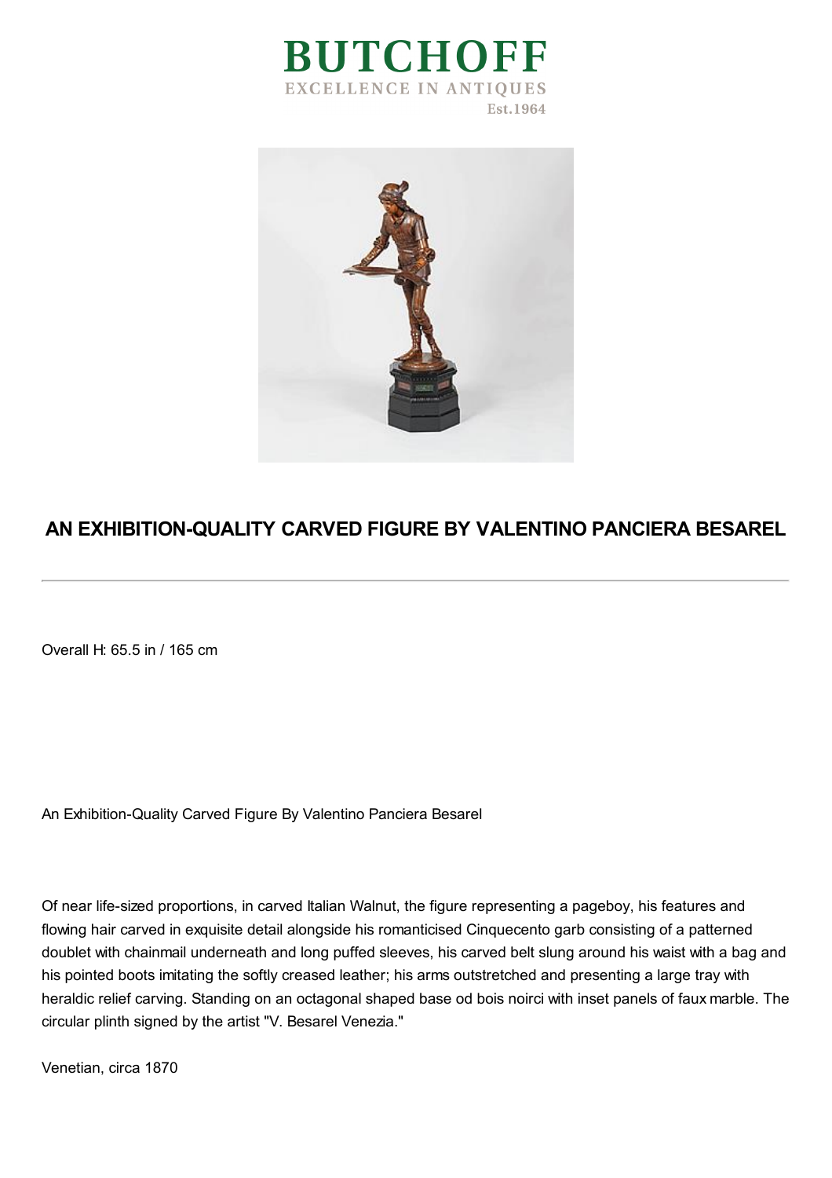# BUTCHOFF

EXCELLENCE IN ANTIQUES

Est.1964

## AN EXHIBITION-QUALITY CARVED FIGURE BY VALENTINO PANCIERA BESAREL

Overall H: 65.5 in / 165 cm

An Exhibition-Quality Carved Figure By Valentino Panciera Besarel

Of near life-sized proportions, in carved Italian Walnut, the figure representing a pageboy, his features and flowing hair carved in exquisite detail alongside his romanticised Cinquecento garb consisting of a patterned doublet with chainmail underneath and long puffed sleeves, his carved belt slung around his waist with a bag and his pointed boots imitating the softly creased leather; his arms outstretched and presenting a large tray with heraldic relief carving. Standing on an octagonal shaped base od bois noirci with inset panels of faux marble. The circular plinth signed by the artist "V. Besarel Venezia."

Venetian, circa 1870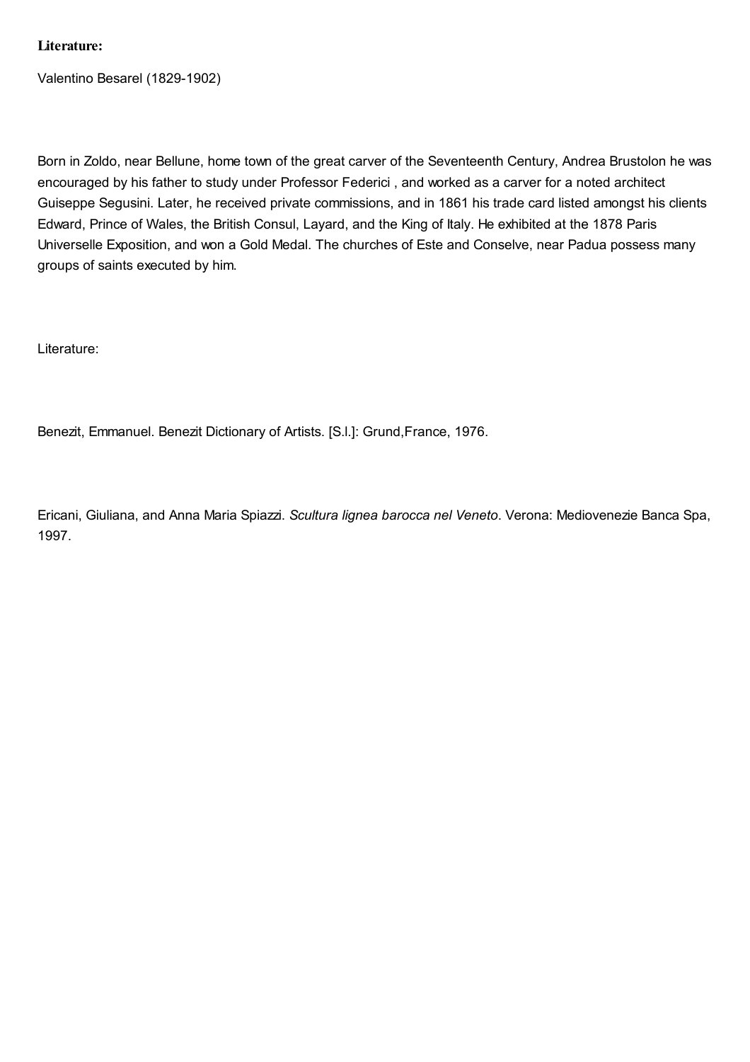**Literature:**

Valentino Besarel (1829-1902)

Born in Zoldo, near Bellune, home town of the great carver of the Seventeenth Century, Andrea Brustolon he was encouraged by his father to study under Professor Federici , and worked as a carver for a noted architect Guiseppe Segusini. Later, he received private commissions, and in 1861 his trade card listed amongst his clients Edward, Prince of Wales, the British Consul, Layard, and the King of Italy. He exhibited at the 1878 Paris Universelle Exposition, and won a Gold Medal. The churches of Este and Conselve, near Padua possess many groups of saints executed by him.

Literature:

Benezit, Emmanuel. Benezit Dictionary of Artists. [S.l.]: Grund,France, 1976.

Ericani, Giuliana, and Anna Maria Spiazzi. *Scultura lignea barocca nel Veneto*. Verona: Mediovenezie Banca Spa, 1997.